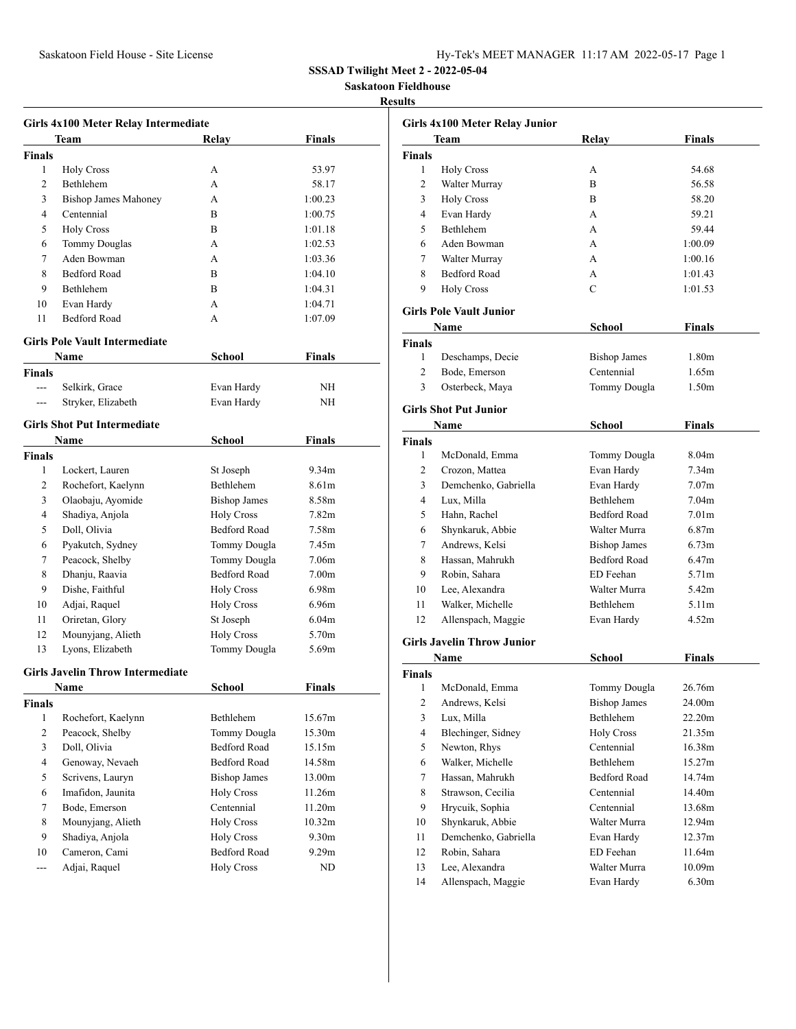**SSSAD Twilight Meet 2 - 2022-05-04**

**Saskatoon Fieldhouse**

**Results**

### Girls 4x100 Meter Relay Intermediate

| | Team | Relay | Finals |
|---|---|---|---|
| **Finals** | | | |
| 1 | Holy Cross | A | 53.97 |
| 2 | Bethlehem | A | 58.17 |
| 3 | Bishop James Mahoney | A | 1:00.23 |
| 4 | Centennial | B | 1:00.75 |
| 5 | Holy Cross | B | 1:01.18 |
| 6 | Tommy Douglas | A | 1:02.53 |
| 7 | Aden Bowman | A | 1:03.36 |
| 8 | Bedford Road | B | 1:04.10 |
| 9 | Bethlehem | B | 1:04.31 |
| 10 | Evan Hardy | A | 1:04.71 |
| 11 | Bedford Road | A | 1:07.09 |

### Girls Pole Vault Intermediate

| | Name | School | Finals |
|---|---|---|---|
| **Finals** | | | |
| --- | Selkirk, Grace | Evan Hardy | NH |
| --- | Stryker, Elizabeth | Evan Hardy | NH |

### Girls Shot Put Intermediate

| | Name | School | Finals |
|---|---|---|---|
| **Finals** | | | |
| 1 | Lockert, Lauren | St Joseph | 9.34m |
| 2 | Rochefort, Kaelynn | Bethlehem | 8.61m |
| 3 | Olaobaju, Ayomide | Bishop James | 8.58m |
| 4 | Shadiya, Anjola | Holy Cross | 7.82m |
| 5 | Doll, Olivia | Bedford Road | 7.58m |
| 6 | Pyakutch, Sydney | Tommy Dougla | 7.45m |
| 7 | Peacock, Shelby | Tommy Dougla | 7.06m |
| 8 | Dhanju, Raavia | Bedford Road | 7.00m |
| 9 | Dishe, Faithful | Holy Cross | 6.98m |
| 10 | Adjai, Raquel | Holy Cross | 6.96m |
| 11 | Oriretan, Glory | St Joseph | 6.04m |
| 12 | Mounyjang, Alieth | Holy Cross | 5.70m |
| 13 | Lyons, Elizabeth | Tommy Dougla | 5.69m |

### Girls Javelin Throw Intermediate

| | Name | School | Finals |
|---|---|---|---|
| **Finals** | | | |
| 1 | Rochefort, Kaelynn | Bethlehem | 15.67m |
| 2 | Peacock, Shelby | Tommy Dougla | 15.30m |
| 3 | Doll, Olivia | Bedford Road | 15.15m |
| 4 | Genoway, Nevaeh | Bedford Road | 14.58m |
| 5 | Scrivens, Lauryn | Bishop James | 13.00m |
| 6 | Imafidon, Jaunita | Holy Cross | 11.26m |
| 7 | Bode, Emerson | Centennial | 11.20m |
| 8 | Mounyjang, Alieth | Holy Cross | 10.32m |
| 9 | Shadiya, Anjola | Holy Cross | 9.30m |
| 10 | Cameron, Cami | Bedford Road | 9.29m |
| --- | Adjai, Raquel | Holy Cross | ND |

### Girls 4x100 Meter Relay Junior

| | Team | Relay | Finals |
|---|---|---|---|
| **Finals** | | | |
| 1 | Holy Cross | A | 54.68 |
| 2 | Walter Murray | B | 56.58 |
| 3 | Holy Cross | B | 58.20 |
| 4 | Evan Hardy | A | 59.21 |
| 5 | Bethlehem | A | 59.44 |
| 6 | Aden Bowman | A | 1:00.09 |
| 7 | Walter Murray | A | 1:00.16 |
| 8 | Bedford Road | A | 1:01.43 |
| 9 | Holy Cross | C | 1:01.53 |

### Girls Pole Vault Junior

| | Name | School | Finals |
|---|---|---|---|
| **Finals** | | | |
| 1 | Deschamps, Decie | Bishop James | 1.80m |
| 2 | Bode, Emerson | Centennial | 1.65m |
| 3 | Osterbeck, Maya | Tommy Dougla | 1.50m |

### Girls Shot Put Junior

| | Name | School | Finals |
|---|---|---|---|
| **Finals** | | | |
| 1 | McDonald, Emma | Tommy Dougla | 8.04m |
| 2 | Crozon, Mattea | Evan Hardy | 7.34m |
| 3 | Demchenko, Gabriella | Evan Hardy | 7.07m |
| 4 | Lux, Milla | Bethlehem | 7.04m |
| 5 | Hahn, Rachel | Bedford Road | 7.01m |
| 6 | Shynkaruk, Abbie | Walter Murra | 6.87m |
| 7 | Andrews, Kelsi | Bishop James | 6.73m |
| 8 | Hassan, Mahrukh | Bedford Road | 6.47m |
| 9 | Robin, Sahara | ED Feehan | 5.71m |
| 10 | Lee, Alexandra | Walter Murra | 5.42m |
| 11 | Walker, Michelle | Bethlehem | 5.11m |
| 12 | Allenspach, Maggie | Evan Hardy | 4.52m |

### Girls Javelin Throw Junior

| | Name | School | Finals |
|---|---|---|---|
| **Finals** | | | |
| 1 | McDonald, Emma | Tommy Dougla | 26.76m |
| 2 | Andrews, Kelsi | Bishop James | 24.00m |
| 3 | Lux, Milla | Bethlehem | 22.20m |
| 4 | Blechinger, Sidney | Holy Cross | 21.35m |
| 5 | Newton, Rhys | Centennial | 16.38m |
| 6 | Walker, Michelle | Bethlehem | 15.27m |
| 7 | Hassan, Mahrukh | Bedford Road | 14.74m |
| 8 | Strawson, Cecilia | Centennial | 14.40m |
| 9 | Hrycuik, Sophia | Centennial | 13.68m |
| 10 | Shynkaruk, Abbie | Walter Murra | 12.94m |
| 11 | Demchenko, Gabriella | Evan Hardy | 12.37m |
| 12 | Robin, Sahara | ED Feehan | 11.64m |
| 13 | Lee, Alexandra | Walter Murra | 10.09m |
| 14 | Allenspach, Maggie | Evan Hardy | 6.30m |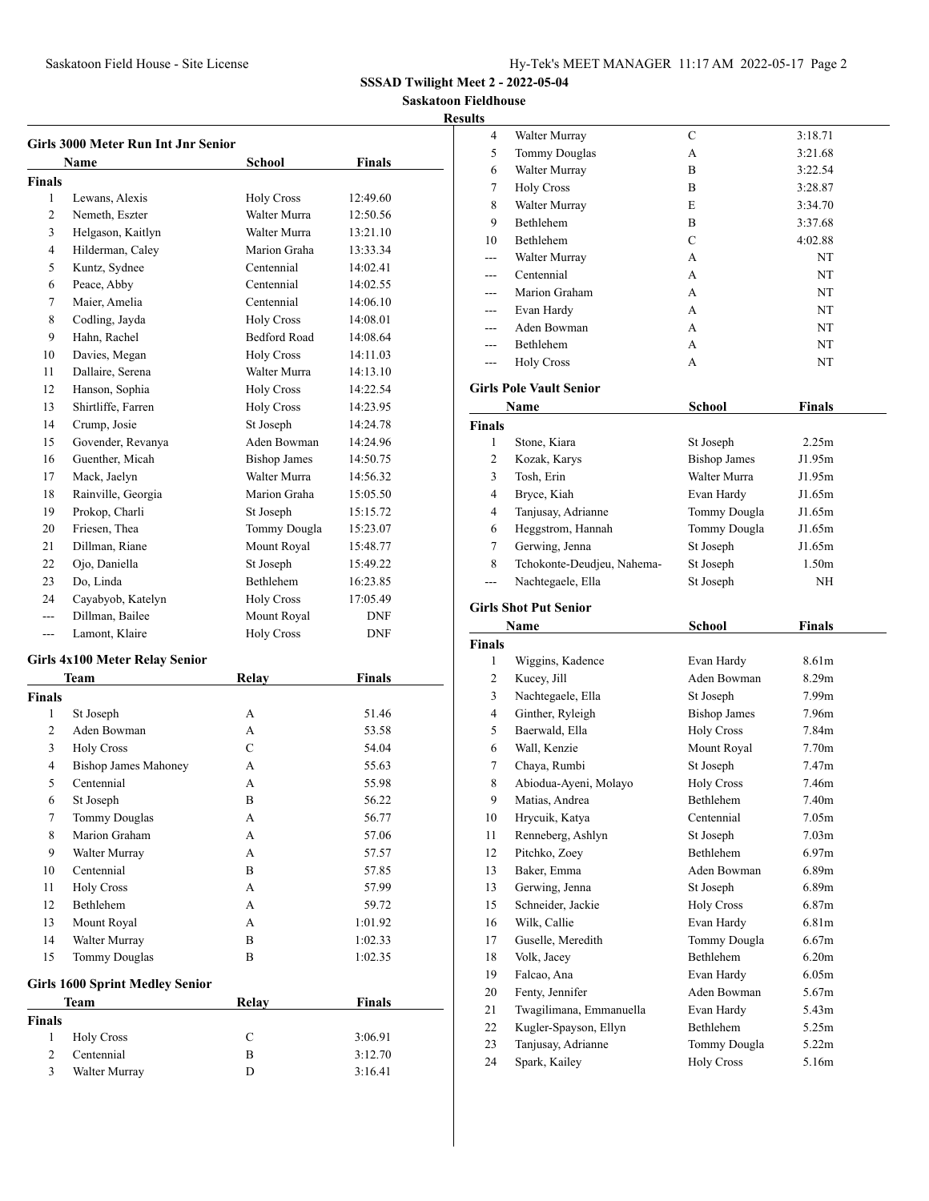**SSSAD Twilight Meet 2 - 2022-05-04**

**Saskatoon Fieldhouse**

**Results**

### Girls 3000 Meter Run Int Jnr Senior

| | Name | School | Finals |
|---|---|---|---|
| **Finals** | | | |
| 1 | Lewans, Alexis | Holy Cross | 12:49.60 |
| 2 | Nemeth, Eszter | Walter Murra | 12:50.56 |
| 3 | Helgason, Kaitlyn | Walter Murra | 13:21.10 |
| 4 | Hilderman, Caley | Marion Graha | 13:33.34 |
| 5 | Kuntz, Sydnee | Centennial | 14:02.41 |
| 6 | Peace, Abby | Centennial | 14:02.55 |
| 7 | Maier, Amelia | Centennial | 14:06.10 |
| 8 | Codling, Jayda | Holy Cross | 14:08.01 |
| 9 | Hahn, Rachel | Bedford Road | 14:08.64 |
| 10 | Davies, Megan | Holy Cross | 14:11.03 |
| 11 | Dallaire, Serena | Walter Murra | 14:13.10 |
| 12 | Hanson, Sophia | Holy Cross | 14:22.54 |
| 13 | Shirtliffe, Farren | Holy Cross | 14:23.95 |
| 14 | Crump, Josie | St Joseph | 14:24.78 |
| 15 | Govender, Revanya | Aden Bowman | 14:24.96 |
| 16 | Guenther, Micah | Bishop James | 14:50.75 |
| 17 | Mack, Jaelyn | Walter Murra | 14:56.32 |
| 18 | Rainville, Georgia | Marion Graha | 15:05.50 |
| 19 | Prokop, Charli | St Joseph | 15:15.72 |
| 20 | Friesen, Thea | Tommy Dougla | 15:23.07 |
| 21 | Dillman, Riane | Mount Royal | 15:48.77 |
| 22 | Ojo, Daniella | St Joseph | 15:49.22 |
| 23 | Do, Linda | Bethlehem | 16:23.85 |
| 24 | Cayabyob, Katelyn | Holy Cross | 17:05.49 |
| --- | Dillman, Bailee | Mount Royal | DNF |
| --- | Lamont, Klaire | Holy Cross | DNF |

### Girls 4x100 Meter Relay Senior

| | Team | Relay | Finals |
|---|---|---|---|
| **Finals** | | | |
| 1 | St Joseph | A | 51.46 |
| 2 | Aden Bowman | A | 53.58 |
| 3 | Holy Cross | C | 54.04 |
| 4 | Bishop James Mahoney | A | 55.63 |
| 5 | Centennial | A | 55.98 |
| 6 | St Joseph | B | 56.22 |
| 7 | Tommy Douglas | A | 56.77 |
| 8 | Marion Graham | A | 57.06 |
| 9 | Walter Murray | A | 57.57 |
| 10 | Centennial | B | 57.85 |
| 11 | Holy Cross | A | 57.99 |
| 12 | Bethlehem | A | 59.72 |
| 13 | Mount Royal | A | 1:01.92 |
| 14 | Walter Murray | B | 1:02.33 |
| 15 | Tommy Douglas | B | 1:02.35 |

### Girls 1600 Sprint Medley Senior

| | Team | Relay | Finals |
|---|---|---|---|
| **Finals** | | | |
| 1 | Holy Cross | C | 3:06.91 |
| 2 | Centennial | B | 3:12.70 |
| 3 | Walter Murray | D | 3:16.41 |
| 4 | Walter Murray | C | 3:18.71 |
| 5 | Tommy Douglas | A | 3:21.68 |
| 6 | Walter Murray | B | 3:22.54 |
| 7 | Holy Cross | B | 3:28.87 |
| 8 | Walter Murray | E | 3:34.70 |
| 9 | Bethlehem | B | 3:37.68 |
| 10 | Bethlehem | C | 4:02.88 |
| --- | Walter Murray | A | NT |
| --- | Centennial | A | NT |
| --- | Marion Graham | A | NT |
| --- | Evan Hardy | A | NT |
| --- | Aden Bowman | A | NT |
| --- | Bethlehem | A | NT |
| --- | Holy Cross | A | NT |

### Girls Pole Vault Senior

| | Name | School | Finals |
|---|---|---|---|
| **Finals** | | | |
| 1 | Stone, Kiara | St Joseph | 2.25m |
| 2 | Kozak, Karys | Bishop James | J1.95m |
| 3 | Tosh, Erin | Walter Murra | J1.95m |
| 4 | Bryce, Kiah | Evan Hardy | J1.65m |
| 4 | Tanjusay, Adrianne | Tommy Dougla | J1.65m |
| 6 | Heggstrom, Hannah | Tommy Dougla | J1.65m |
| 7 | Gerwing, Jenna | St Joseph | J1.65m |
| 8 | Tchokonte-Deudjeu, Nahema- | St Joseph | 1.50m |
| --- | Nachtegaele, Ella | St Joseph | NH |

### Girls Shot Put Senior

| | Name | School | Finals |
|---|---|---|---|
| **Finals** | | | |
| 1 | Wiggins, Kadence | Evan Hardy | 8.61m |
| 2 | Kucey, Jill | Aden Bowman | 8.29m |
| 3 | Nachtegaele, Ella | St Joseph | 7.99m |
| 4 | Ginther, Ryleigh | Bishop James | 7.96m |
| 5 | Baerwald, Ella | Holy Cross | 7.84m |
| 6 | Wall, Kenzie | Mount Royal | 7.70m |
| 7 | Chaya, Rumbi | St Joseph | 7.47m |
| 8 | Abiodua-Ayeni, Molayo | Holy Cross | 7.46m |
| 9 | Matias, Andrea | Bethlehem | 7.40m |
| 10 | Hrycuik, Katya | Centennial | 7.05m |
| 11 | Renneberg, Ashlyn | St Joseph | 7.03m |
| 12 | Pitchko, Zoey | Bethlehem | 6.97m |
| 13 | Baker, Emma | Aden Bowman | 6.89m |
| 13 | Gerwing, Jenna | St Joseph | 6.89m |
| 15 | Schneider, Jackie | Holy Cross | 6.87m |
| 16 | Wilk, Callie | Evan Hardy | 6.81m |
| 17 | Guselle, Meredith | Tommy Dougla | 6.67m |
| 18 | Volk, Jacey | Bethlehem | 6.20m |
| 19 | Falcao, Ana | Evan Hardy | 6.05m |
| 20 | Fenty, Jennifer | Aden Bowman | 5.67m |
| 21 | Twagilimana, Emmanuella | Evan Hardy | 5.43m |
| 22 | Kugler-Spayson, Ellyn | Bethlehem | 5.25m |
| 23 | Tanjusay, Adrianne | Tommy Dougla | 5.22m |
| 24 | Spark, Kailey | Holy Cross | 5.16m |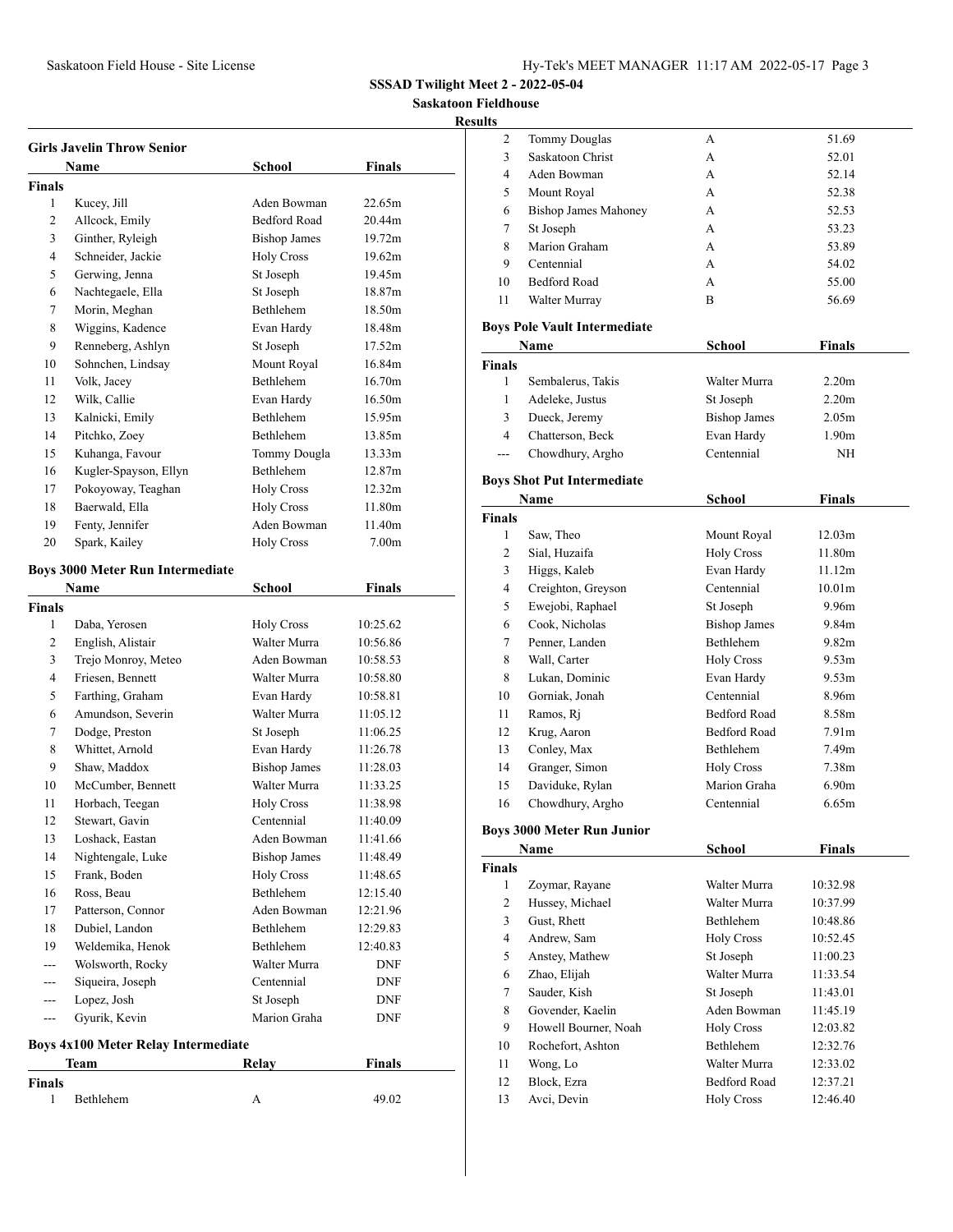**SSSAD Twilight Meet 2 - 2022-05-04**

**Saskatoon Fieldhouse**

**Results**

### Girls Javelin Throw Senior

| | Name | School | Finals |
|---|---|---|---|
| **Finals** | | | |
| 1 | Kucey, Jill | Aden Bowman | 22.65m |
| 2 | Allcock, Emily | Bedford Road | 20.44m |
| 3 | Ginther, Ryleigh | Bishop James | 19.72m |
| 4 | Schneider, Jackie | Holy Cross | 19.62m |
| 5 | Gerwing, Jenna | St Joseph | 19.45m |
| 6 | Nachtegaele, Ella | St Joseph | 18.87m |
| 7 | Morin, Meghan | Bethlehem | 18.50m |
| 8 | Wiggins, Kadence | Evan Hardy | 18.48m |
| 9 | Renneberg, Ashlyn | St Joseph | 17.52m |
| 10 | Sohnchen, Lindsay | Mount Royal | 16.84m |
| 11 | Volk, Jacey | Bethlehem | 16.70m |
| 12 | Wilk, Callie | Evan Hardy | 16.50m |
| 13 | Kalnicki, Emily | Bethlehem | 15.95m |
| 14 | Pitchko, Zoey | Bethlehem | 13.85m |
| 15 | Kuhanga, Favour | Tommy Dougla | 13.33m |
| 16 | Kugler-Spayson, Ellyn | Bethlehem | 12.87m |
| 17 | Pokoyoway, Teaghan | Holy Cross | 12.32m |
| 18 | Baerwald, Ella | Holy Cross | 11.80m |
| 19 | Fenty, Jennifer | Aden Bowman | 11.40m |
| 20 | Spark, Kailey | Holy Cross | 7.00m |

### Boys 3000 Meter Run Intermediate

| | Name | School | Finals |
|---|---|---|---|
| **Finals** | | | |
| 1 | Daba, Yerosen | Holy Cross | 10:25.62 |
| 2 | English, Alistair | Walter Murra | 10:56.86 |
| 3 | Trejo Monroy, Meteo | Aden Bowman | 10:58.53 |
| 4 | Friesen, Bennett | Walter Murra | 10:58.80 |
| 5 | Farthing, Graham | Evan Hardy | 10:58.81 |
| 6 | Amundson, Severin | Walter Murra | 11:05.12 |
| 7 | Dodge, Preston | St Joseph | 11:06.25 |
| 8 | Whittet, Arnold | Evan Hardy | 11:26.78 |
| 9 | Shaw, Maddox | Bishop James | 11:28.03 |
| 10 | McCumber, Bennett | Walter Murra | 11:33.25 |
| 11 | Horbach, Teegan | Holy Cross | 11:38.98 |
| 12 | Stewart, Gavin | Centennial | 11:40.09 |
| 13 | Loshack, Eastan | Aden Bowman | 11:41.66 |
| 14 | Nightengale, Luke | Bishop James | 11:48.49 |
| 15 | Frank, Boden | Holy Cross | 11:48.65 |
| 16 | Ross, Beau | Bethlehem | 12:15.40 |
| 17 | Patterson, Connor | Aden Bowman | 12:21.96 |
| 18 | Dubiel, Landon | Bethlehem | 12:29.83 |
| 19 | Weldemika, Henok | Bethlehem | 12:40.83 |
| --- | Wolsworth, Rocky | Walter Murra | DNF |
| --- | Siqueira, Joseph | Centennial | DNF |
| --- | Lopez, Josh | St Joseph | DNF |
| --- | Gyurik, Kevin | Marion Graha | DNF |

### Boys 4x100 Meter Relay Intermediate

| | Team | Relay | Finals |
|---|---|---|---|
| **Finals** | | | |
| 1 | Bethlehem | A | 49.02 |
| 2 | Tommy Douglas | A | 51.69 |
| 3 | Saskatoon Christ | A | 52.01 |
| 4 | Aden Bowman | A | 52.14 |
| 5 | Mount Royal | A | 52.38 |
| 6 | Bishop James Mahoney | A | 52.53 |
| 7 | St Joseph | A | 53.23 |
| 8 | Marion Graham | A | 53.89 |
| 9 | Centennial | A | 54.02 |
| 10 | Bedford Road | A | 55.00 |
| 11 | Walter Murray | B | 56.69 |

### Boys Pole Vault Intermediate

| | Name | School | Finals |
|---|---|---|---|
| **Finals** | | | |
| 1 | Sembalerus, Takis | Walter Murra | 2.20m |
| 1 | Adeleke, Justus | St Joseph | 2.20m |
| 3 | Dueck, Jeremy | Bishop James | 2.05m |
| 4 | Chatterson, Beck | Evan Hardy | 1.90m |
| --- | Chowdhury, Argho | Centennial | NH |

### Boys Shot Put Intermediate

| | Name | School | Finals |
|---|---|---|---|
| **Finals** | | | |
| 1 | Saw, Theo | Mount Royal | 12.03m |
| 2 | Sial, Huzaifa | Holy Cross | 11.80m |
| 3 | Higgs, Kaleb | Evan Hardy | 11.12m |
| 4 | Creighton, Greyson | Centennial | 10.01m |
| 5 | Ewejobi, Raphael | St Joseph | 9.96m |
| 6 | Cook, Nicholas | Bishop James | 9.84m |
| 7 | Penner, Landen | Bethlehem | 9.82m |
| 8 | Wall, Carter | Holy Cross | 9.53m |
| 8 | Lukan, Dominic | Evan Hardy | 9.53m |
| 10 | Gorniak, Jonah | Centennial | 8.96m |
| 11 | Ramos, Rj | Bedford Road | 8.58m |
| 12 | Krug, Aaron | Bedford Road | 7.91m |
| 13 | Conley, Max | Bethlehem | 7.49m |
| 14 | Granger, Simon | Holy Cross | 7.38m |
| 15 | Daviduke, Rylan | Marion Graha | 6.90m |
| 16 | Chowdhury, Argho | Centennial | 6.65m |

### Boys 3000 Meter Run Junior

| | Name | School | Finals |
|---|---|---|---|
| **Finals** | | | |
| 1 | Zoymar, Rayane | Walter Murra | 10:32.98 |
| 2 | Hussey, Michael | Walter Murra | 10:37.99 |
| 3 | Gust, Rhett | Bethlehem | 10:48.86 |
| 4 | Andrew, Sam | Holy Cross | 10:52.45 |
| 5 | Anstey, Mathew | St Joseph | 11:00.23 |
| 6 | Zhao, Elijah | Walter Murra | 11:33.54 |
| 7 | Sauder, Kish | St Joseph | 11:43.01 |
| 8 | Govender, Kaelin | Aden Bowman | 11:45.19 |
| 9 | Howell Bourner, Noah | Holy Cross | 12:03.82 |
| 10 | Rochefort, Ashton | Bethlehem | 12:32.76 |
| 11 | Wong, Lo | Walter Murra | 12:33.02 |
| 12 | Block, Ezra | Bedford Road | 12:37.21 |
| 13 | Avci, Devin | Holy Cross | 12:46.40 |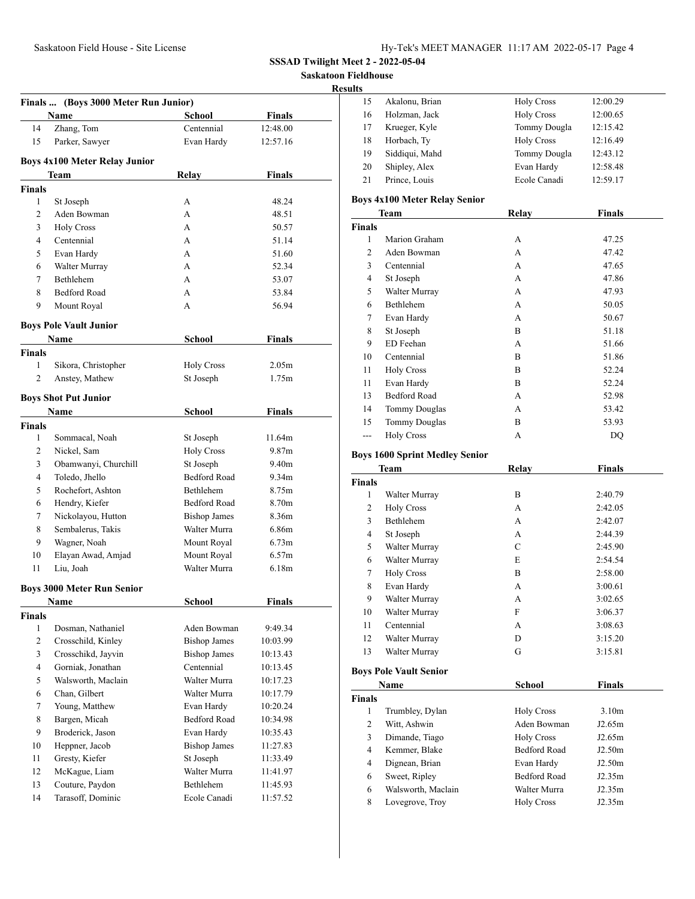**SSSAD Twilight Meet 2 - 2022-05-04**

**Saskatoon Fieldhouse**

**Results**

### Finals ... (Boys 3000 Meter Run Junior)

| | Name | School | Finals |
|---|---|---|---|
| 14 | Zhang, Tom | Centennial | 12:48.00 |
| 15 | Parker, Sawyer | Evan Hardy | 12:57.16 |

### Boys 4x100 Meter Relay Junior

| | Team | Relay | Finals |
|---|---|---|---|
| **Finals** | | | |
| 1 | St Joseph | A | 48.24 |
| 2 | Aden Bowman | A | 48.51 |
| 3 | Holy Cross | A | 50.57 |
| 4 | Centennial | A | 51.14 |
| 5 | Evan Hardy | A | 51.60 |
| 6 | Walter Murray | A | 52.34 |
| 7 | Bethlehem | A | 53.07 |
| 8 | Bedford Road | A | 53.84 |
| 9 | Mount Royal | A | 56.94 |

### Boys Pole Vault Junior

| | Name | School | Finals |
|---|---|---|---|
| **Finals** | | | |
| 1 | Sikora, Christopher | Holy Cross | 2.05m |
| 2 | Anstey, Mathew | St Joseph | 1.75m |

### Boys Shot Put Junior

| | Name | School | Finals |
|---|---|---|---|
| **Finals** | | | |
| 1 | Sommacal, Noah | St Joseph | 11.64m |
| 2 | Nickel, Sam | Holy Cross | 9.87m |
| 3 | Obamwanyi, Churchill | St Joseph | 9.40m |
| 4 | Toledo, Jhello | Bedford Road | 9.34m |
| 5 | Rochefort, Ashton | Bethlehem | 8.75m |
| 6 | Hendry, Kiefer | Bedford Road | 8.70m |
| 7 | Nickolayou, Hutton | Bishop James | 8.36m |
| 8 | Sembalerus, Takis | Walter Murra | 6.86m |
| 9 | Wagner, Noah | Mount Royal | 6.73m |
| 10 | Elayan Awad, Amjad | Mount Royal | 6.57m |
| 11 | Liu, Joah | Walter Murra | 6.18m |

### Boys 3000 Meter Run Senior

| | Name | School | Finals |
|---|---|---|---|
| **Finals** | | | |
| 1 | Dosman, Nathaniel | Aden Bowman | 9:49.34 |
| 2 | Crosschild, Kinley | Bishop James | 10:03.99 |
| 3 | Crosschikd, Jayvin | Bishop James | 10:13.43 |
| 4 | Gorniak, Jonathan | Centennial | 10:13.45 |
| 5 | Walsworth, Maclain | Walter Murra | 10:17.23 |
| 6 | Chan, Gilbert | Walter Murra | 10:17.79 |
| 7 | Young, Matthew | Evan Hardy | 10:20.24 |
| 8 | Bargen, Micah | Bedford Road | 10:34.98 |
| 9 | Broderick, Jason | Evan Hardy | 10:35.43 |
| 10 | Heppner, Jacob | Bishop James | 11:27.83 |
| 11 | Gresty, Kiefer | St Joseph | 11:33.49 |
| 12 | McKague, Liam | Walter Murra | 11:41.97 |
| 13 | Couture, Paydon | Bethlehem | 11:45.93 |
| 14 | Tarasoff, Dominic | Ecole Canadi | 11:57.52 |
| 15 | Akalonu, Brian | Holy Cross | 12:00.29 |
| 16 | Holzman, Jack | Holy Cross | 12:00.65 |
| 17 | Krueger, Kyle | Tommy Dougla | 12:15.42 |
| 18 | Horbach, Ty | Holy Cross | 12:16.49 |
| 19 | Siddiqui, Mahd | Tommy Dougla | 12:43.12 |
| 20 | Shipley, Alex | Evan Hardy | 12:58.48 |
| 21 | Prince, Louis | Ecole Canadi | 12:59.17 |

### Boys 4x100 Meter Relay Senior

| | Team | Relay | Finals |
|---|---|---|---|
| **Finals** | | | |
| 1 | Marion Graham | A | 47.25 |
| 2 | Aden Bowman | A | 47.42 |
| 3 | Centennial | A | 47.65 |
| 4 | St Joseph | A | 47.86 |
| 5 | Walter Murray | A | 47.93 |
| 6 | Bethlehem | A | 50.05 |
| 7 | Evan Hardy | A | 50.67 |
| 8 | St Joseph | B | 51.18 |
| 9 | ED Feehan | A | 51.66 |
| 10 | Centennial | B | 51.86 |
| 11 | Holy Cross | B | 52.24 |
| 11 | Evan Hardy | B | 52.24 |
| 13 | Bedford Road | A | 52.98 |
| 14 | Tommy Douglas | A | 53.42 |
| 15 | Tommy Douglas | B | 53.93 |
| --- | Holy Cross | A | DQ |

### Boys 1600 Sprint Medley Senior

| | Team | Relay | Finals |
|---|---|---|---|
| **Finals** | | | |
| 1 | Walter Murray | B | 2:40.79 |
| 2 | Holy Cross | A | 2:42.05 |
| 3 | Bethlehem | A | 2:42.07 |
| 4 | St Joseph | A | 2:44.39 |
| 5 | Walter Murray | C | 2:45.90 |
| 6 | Walter Murray | E | 2:54.54 |
| 7 | Holy Cross | B | 2:58.00 |
| 8 | Evan Hardy | A | 3:00.61 |
| 9 | Walter Murray | A | 3:02.65 |
| 10 | Walter Murray | F | 3:06.37 |
| 11 | Centennial | A | 3:08.63 |
| 12 | Walter Murray | D | 3:15.20 |
| 13 | Walter Murray | G | 3:15.81 |

### Boys Pole Vault Senior

| | Name | School | Finals |
|---|---|---|---|
| **Finals** | | | |
| 1 | Trumbley, Dylan | Holy Cross | 3.10m |
| 2 | Witt, Ashwin | Aden Bowman | J2.65m |
| 3 | Dimande, Tiago | Holy Cross | J2.65m |
| 4 | Kemmer, Blake | Bedford Road | J2.50m |
| 4 | Dignean, Brian | Evan Hardy | J2.50m |
| 6 | Sweet, Ripley | Bedford Road | J2.35m |
| 6 | Walsworth, Maclain | Walter Murra | J2.35m |
| 8 | Lovegrove, Troy | Holy Cross | J2.35m |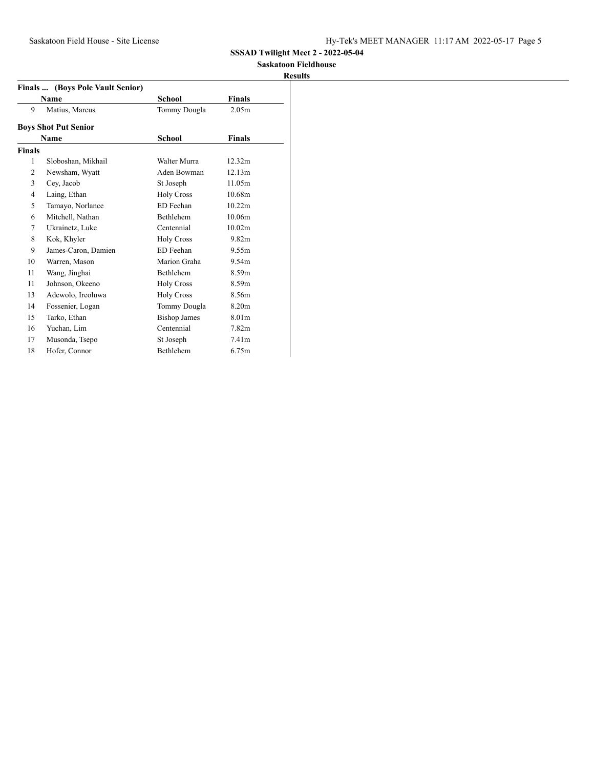**SSSAD Twilight Meet 2 - 2022-05-04**

**Saskatoon Fieldhouse**

**Results**

**Finals ... (Boys Pole Vault Senior)**

| | Name | School | Finals |
|---|---|---|---|
| 9 | Matius, Marcus | Tommy Dougla | 2.05m |

**Boys Shot Put Senior**

| | Name | School | Finals |
|---|---|---|---|
| **Finals** | | | |
| 1 | Sloboshan, Mikhail | Walter Murra | 12.32m |
| 2 | Newsham, Wyatt | Aden Bowman | 12.13m |
| 3 | Cey, Jacob | St Joseph | 11.05m |
| 4 | Laing, Ethan | Holy Cross | 10.68m |
| 5 | Tamayo, Norlance | ED Feehan | 10.22m |
| 6 | Mitchell, Nathan | Bethlehem | 10.06m |
| 7 | Ukrainetz, Luke | Centennial | 10.02m |
| 8 | Kok, Khyler | Holy Cross | 9.82m |
| 9 | James-Caron, Damien | ED Feehan | 9.55m |
| 10 | Warren, Mason | Marion Graha | 9.54m |
| 11 | Wang, Jinghai | Bethlehem | 8.59m |
| 11 | Johnson, Okeeno | Holy Cross | 8.59m |
| 13 | Adewolo, Ireoluwa | Holy Cross | 8.56m |
| 14 | Fossenier, Logan | Tommy Dougla | 8.20m |
| 15 | Tarko, Ethan | Bishop James | 8.01m |
| 16 | Yuchan, Lim | Centennial | 7.82m |
| 17 | Musonda, Tsepo | St Joseph | 7.41m |
| 18 | Hofer, Connor | Bethlehem | 6.75m |